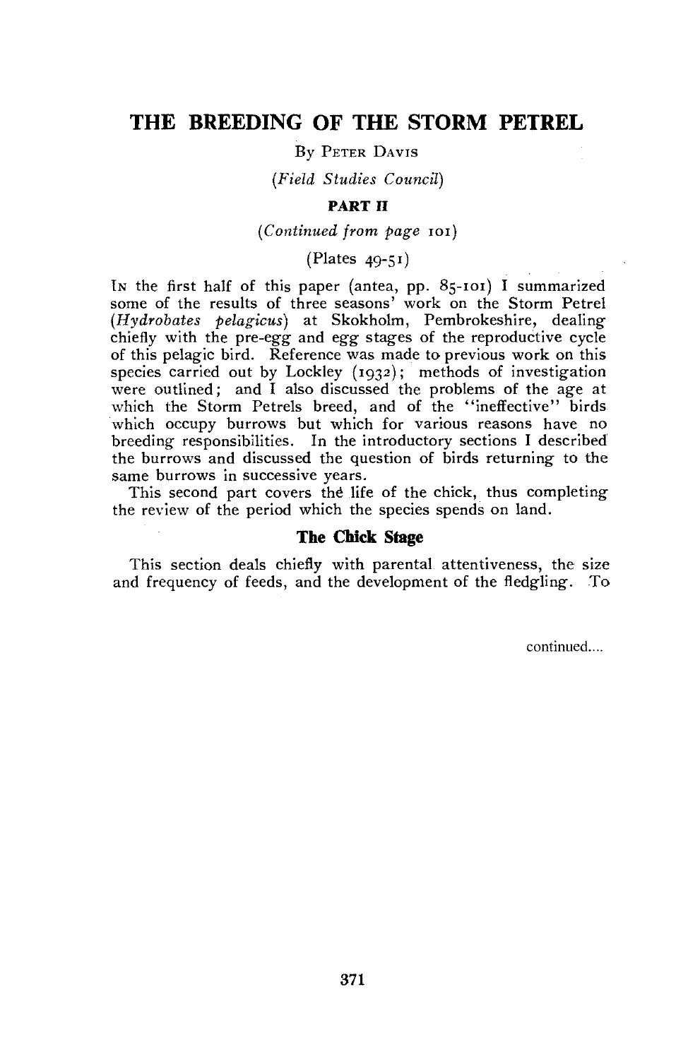# THE BREEDING OF THE STORM PETREL

By Peter Davis

*(Field Studies Council)*

**PART II**

*(Continued from page 101)*

(Plates 49-51)

In the first half of this paper (antea, pp. 85-101) I summarized some of the results of three seasons' work on the Storm Petrel (*Hydrobates pelagicus*) at Skokholm, Pembrokeshire, dealing chiefly with the pre-egg and egg stages of the reproductive cycle of this pelagic bird. Reference was made to previous work on this species carried out by Lockley (1932); methods of investigation were outlined; and I also discussed the problems of the age at which the Storm Petrels breed, and of the "ineffective" birds which occupy burrows but which for various reasons have no breeding responsibilities. In the introductory sections I described the burrows and discussed the question of birds returning to the same burrows in successive years.

This second part covers the life of the chick, thus completing the review of the period which the species spends on land.

## The Chick Stage

This section deals chiefly with parental attentiveness, the size and frequency of feeds, and the development of the fledgling. To

continued....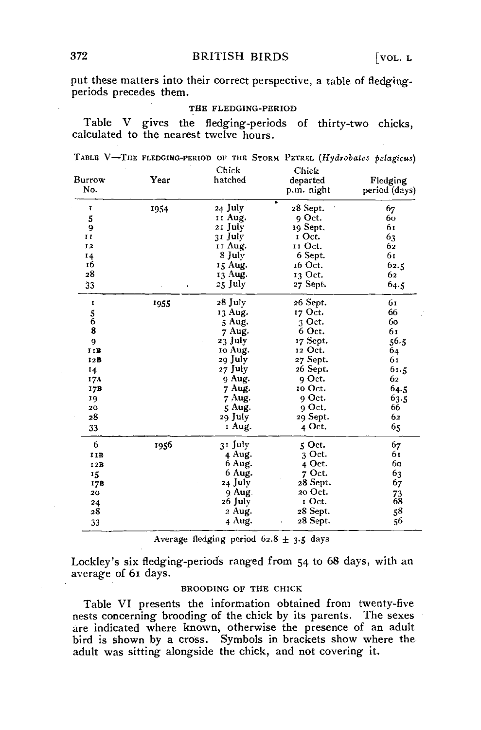put these matters into their correct perspective, a table of fledging-periods precedes them.

### THE FLEDGING-PERIOD

Table V gives the fledging-periods of thirty-two chicks, calculated to the nearest twelve hours.

TABLE V—THE FLEDGING-PERIOD OF THE STORM PETREL (*Hydrobates pelagicus*)

| Burrow No. | Year | Chick hatched | Chick departed p.m. night | Fledging period (days) |
|---|---|---|---|---|
| 1 | 1954 | 24 July | 28 Sept. | 67 |
| 5 | | 11 Aug. | 9 Oct. | 60 |
| 9 | | 21 July | 19 Sept. | 61 |
| 11 | | 31 July | 1 Oct. | 63 |
| 12 | | 11 Aug. | 11 Oct. | 62 |
| 14 | | 8 July | 6 Sept. | 61 |
| 16 | | 15 Aug. | 16 Oct. | 62.5 |
| 28 | | 13 Aug. | 13 Oct. | 62 |
| 33 | | 25 July | 27 Sept. | 64.5 |
| 1 | 1955 | 28 July | 26 Sept. | 61 |
| 5 | | 13 Aug. | 17 Oct. | 66 |
| 6 | | 5 Aug. | 3 Oct. | 60 |
| 8 | | 7 Aug. | 6 Oct. | 61 |
| 9 | | 23 July | 17 Sept. | 56.5 |
| 11B | | 10 Aug. | 12 Oct. | 64 |
| 12B | | 29 July | 27 Sept. | 61 |
| 14 | | 27 July | 26 Sept. | 61.5 |
| 17A | | 9 Aug. | 9 Oct. | 62 |
| 17B | | 7 Aug. | 10 Oct. | 64.5 |
| 19 | | 7 Aug. | 9 Oct. | 63.5 |
| 20 | | 5 Aug. | 9 Oct. | 66 |
| 28 | | 29 July | 29 Sept. | 62 |
| 33 | | 1 Aug. | 4 Oct. | 65 |
| 6 | 1956 | 31 July | 5 Oct. | 67 |
| 11B | | 4 Aug. | 3 Oct. | 61 |
| 12B | | 6 Aug. | 4 Oct. | 60 |
| 15 | | 6 Aug. | 7 Oct. | 63 |
| 17B | | 24 July | 28 Sept. | 67 |
| 20 | | 9 Aug. | 20 Oct. | 73 |
| 24 | | 26 July | 1 Oct. | 68 |
| 28 | | 2 Aug. | 28 Sept. | 58 |
| 33 | | 4 Aug. | 28 Sept. | 56 |

Average fledging period $62.8 \pm 3.5$ days

Lockley's six fledging-periods ranged from 54 to 68 days, with an average of 61 days.

### BROODING OF THE CHICK

Table VI presents the information obtained from twenty-five nests concerning brooding of the chick by its parents. The sexes are indicated where known, otherwise the presence of an adult bird is shown by a cross. Symbols in brackets show where the adult was sitting alongside the chick, and not covering it.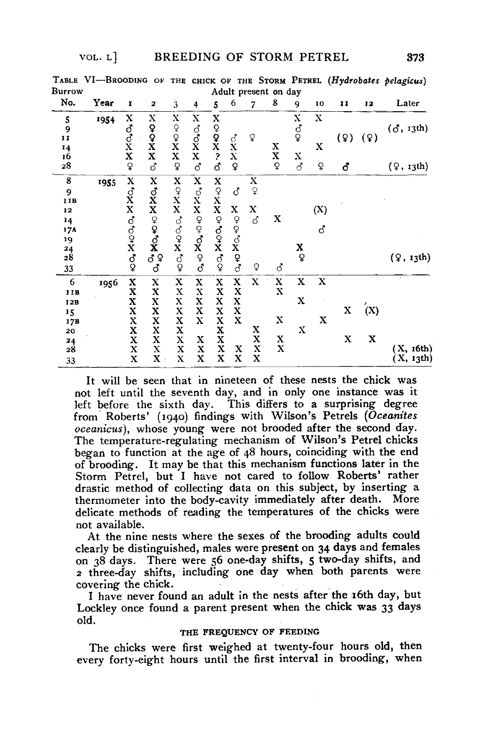TABLE VI—BROODING OF THE CHICK OF THE STORM PETREL (*Hydrobates pelagicus*)

| Burrow No. | Year | Adult present on day 1 | 2 | 3 | 4 | 5 | 6 | 7 | 8 | 9 | 10 | 11 | 12 | Later |
|---|---|---|---|---|---|---|---|---|---|---|---|---|---|---|
| 5 | 1954 | X | X | X | X | X | | | | X | X | | | |
| 9 | | ♂ | ♀ | ♀ | ♂ | ♀ | | | | ♂ | | | | (♂, 13th) |
| 11 | | ♂ | ♀ | ♀ | ♂ | ♀ | ♂ | ♀ | | ♀ | | (♀) | (♀) | |
| 14 | | X | X | X | X | X | X | | X | | X | | | |
| 16 | | X | X | X | X | ? | X | | X | X | | | | |
| 28 | | ♀ | ♂ | ♀ | ♂ | ♂ | ♀ | | ♀ | ♂ | ♀ | ♂ | | (♀, 13th) |
| 8 | 1955 | X | X | X | X | X | | X | | | | | | |
| 9 | | ♂ | ♂ | ♀ | ♂ | ♀ | ♂ | ♀ | | | | | | |
| 11B | | X | X | X | X | X | | | | | | | | |
| 12 | | X | X | X | X | X | X | X | | | (X) | | | |
| 14 | | ♂ | ♀ | ♂ | ♀ | ♀ | ♀ | ♂ | X | | | | | |
| 17A | | ♂ | ♀ | ♂ | ♀ | ♂ | ♀ | | | | ♂ | | | |
| 19 | | ♀ | ♂ | ♀ | ♂ | ♀ | ♂ | | | | | | | |
| 24 | | X | X | X | X | X | X | | | X | | | | |
| 28 | | ♂ | ♂♀ | ♂ | ♀ | ♂ | ♀ | | | ♀ | | | | (♀, 13th) |
| 33 | | ♀ | ♂ | ♀ | ♂ | ♀ | ♂ | ♀ | ♂ | | | | | |
| 6 | 1956 | X | X | X | X | X | X | X | X | X | X | | | |
| 11B | | X | X | X | X | X | X | | X | | | | | |
| 12B | | X | X | X | X | X | X | | | X | | | | |
| 15 | | X | X | X | X | X | X | | | | | X | (X) | |
| 17B | | X | X | X | X | X | X | | X | | X | | | |
| 20 | | X | X | X | | X | | X | | X | | | | |
| 24 | | X | X | X | X | X | | X | X | | | X | X | |
| 28 | | X | X | X | X | X | X | X | X | | | | | (X, 16th) |
| 33 | | X | X | X | X | X | X | X | | | | | | (X, 13th) |

It will be seen that in nineteen of these nests the chick was not left until the seventh day, and in only one instance was it left before the sixth day. This differs to a surprising degree from Roberts' (1940) findings with Wilson's Petrels (*Oceanites oceanicus*), whose young were not brooded after the second day. The temperature-regulating mechanism of Wilson's Petrel chicks began to function at the age of 48 hours, coinciding with the end of brooding. It may be that this mechanism functions later in the Storm Petrel, but I have not cared to follow Roberts' rather drastic method of collecting data on this subject, by inserting a thermometer into the body-cavity immediately after death. More delicate methods of reading the temperatures of the chicks were not available.

At the nine nests where the sexes of the brooding adults could clearly be distinguished, males were present on 34 days and females on 38 days. There were 56 one-day shifts, 5 two-day shifts, and 2 three-day shifts, including one day when both parents were covering the chick.

I have never found an adult in the nests after the 16th day, but Lockley once found a parent present when the chick was 33 days old.

### THE FREQUENCY OF FEEDING

The chicks were first weighed at twenty-four hours old, then every forty-eight hours until the first interval in brooding, when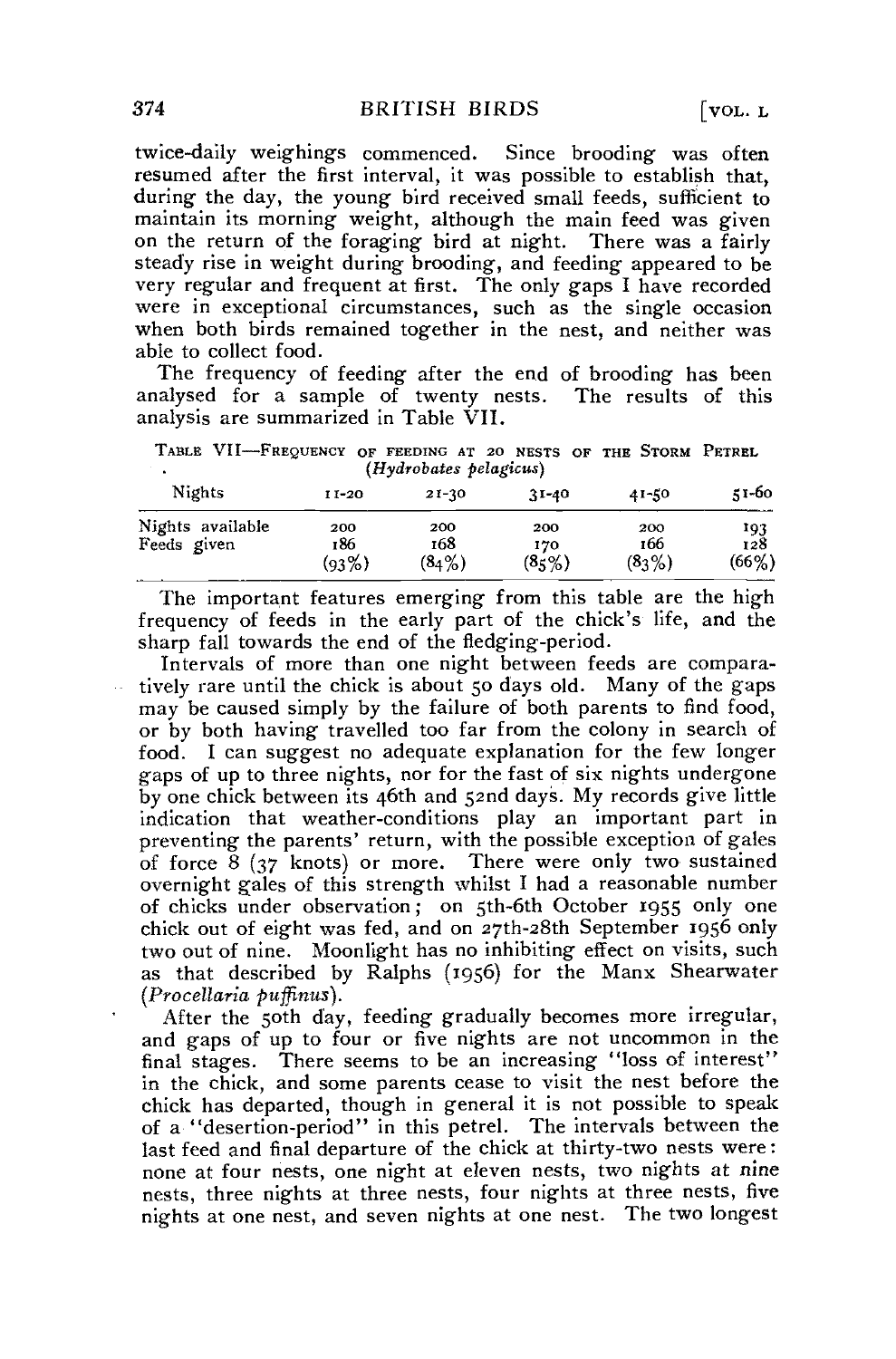twice-daily weighings commenced. Since brooding was often resumed after the first interval, it was possible to establish that, during the day, the young bird received small feeds, sufficient to maintain its morning weight, although the main feed was given on the return of the foraging bird at night. There was a fairly steady rise in weight during brooding, and feeding appeared to be very regular and frequent at first. The only gaps I have recorded were in exceptional circumstances, such as the single occasion when both birds remained together in the nest, and neither was able to collect food.

The frequency of feeding after the end of brooding has been analysed for a sample of twenty nests. The results of this analysis are summarized in Table VII.

TABLE VII—FREQUENCY OF FEEDING AT 20 NESTS OF THE STORM PETREL (*Hydrobates pelagicus*)

| Nights | 11-20 | 21-30 | 31-40 | 41-50 | 51-60 |
|---|---|---|---|---|---|
| Nights available | 200 | 200 | 200 | 200 | 193 |
| Feeds given | 186 (93%) | 168 (84%) | 170 (85%) | 166 (83%) | 128 (66%) |

The important features emerging from this table are the high frequency of feeds in the early part of the chick's life, and the sharp fall towards the end of the fledging-period.

Intervals of more than one night between feeds are comparatively rare until the chick is about 50 days old. Many of the gaps may be caused simply by the failure of both parents to find food, or by both having travelled too far from the colony in search of food. I can suggest no adequate explanation for the few longer gaps of up to three nights, nor for the fast of six nights undergone by one chick between its 46th and 52nd days. My records give little indication that weather-conditions play an important part in preventing the parents' return, with the possible exception of gales of force 8 (37 knots) or more. There were only two sustained overnight gales of this strength whilst I had a reasonable number of chicks under observation; on 5th-6th October 1955 only one chick out of eight was fed, and on 27th-28th September 1956 only two out of nine. Moonlight has no inhibiting effect on visits, such as that described by Ralphs (1956) for the Manx Shearwater (*Procellaria puffinus*).

After the 50th day, feeding gradually becomes more irregular, and gaps of up to four or five nights are not uncommon in the final stages. There seems to be an increasing "loss of interest" in the chick, and some parents cease to visit the nest before the chick has departed, though in general it is not possible to speak of a "desertion-period" in this petrel. The intervals between the last feed and final departure of the chick at thirty-two nests were: none at four nests, one night at eleven nests, two nights at nine nests, three nights at three nests, four nights at three nests, five nights at one nest, and seven nights at one nest. The two longest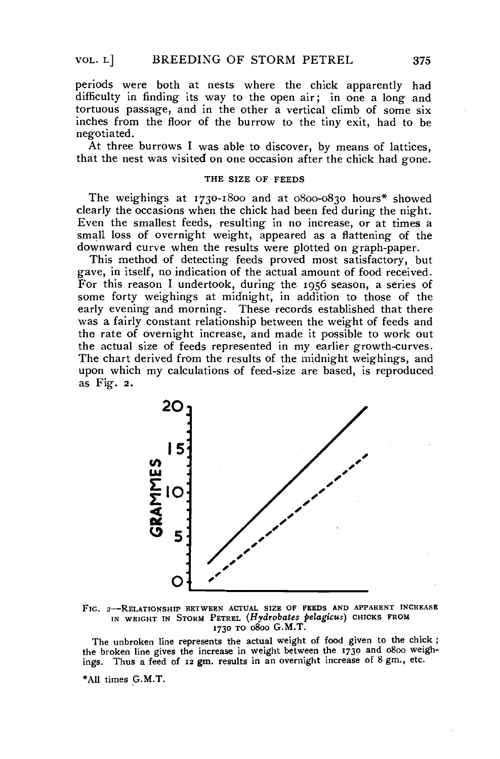periods were both at nests where the chick apparently had difficulty in finding its way to the open air; in one a long and tortuous passage, and in the other a vertical climb of some six inches from the floor of the burrow to the tiny exit, had to be negotiated.

At three burrows I was able to discover, by means of lattices, that the nest was visited on one occasion after the chick had gone.

### THE SIZE OF FEEDS

The weighings at 1730-1800 and at 0800-0830 hours* showed clearly the occasions when the chick had been fed during the night. Even the smallest feeds, resulting in no increase, or at times a small loss of overnight weight, appeared as a flattening of the downward curve when the results were plotted on graph-paper.

This method of detecting feeds proved most satisfactory, but gave, in itself, no indication of the actual amount of food received. For this reason I undertook, during the 1956 season, a series of some forty weighings at midnight, in addition to those of the early evening and morning. These records established that there was a fairly constant relationship between the weight of feeds and the rate of overnight increase, and made it possible to work out the actual size of feeds represented in my earlier growth-curves. The chart derived from the results of the midnight weighings, and upon which my calculations of feed-size are based, is reproduced as Fig. 2.

FIG. 2—RELATIONSHIP BETWEEN ACTUAL SIZE OF FEEDS AND APPARENT INCREASE IN WEIGHT IN STORM PETREL (*Hydrobates pelagicus*) CHICKS FROM 1730 TO 0800 G.M.T.

The unbroken line represents the actual weight of food given to the chick; the broken line gives the increase in weight between the 1730 and 0800 weighings. Thus a feed of 12 gm. results in an overnight increase of 8 gm., etc.

*All times G.M.T.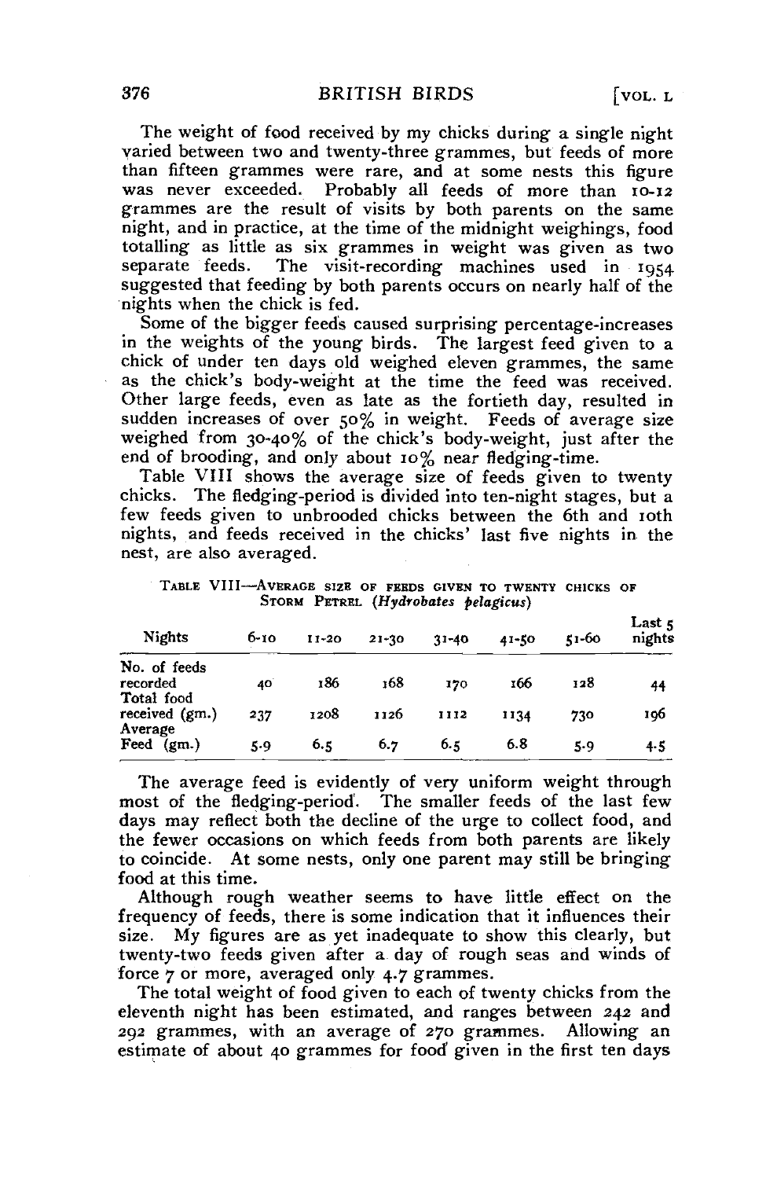The weight of food received by my chicks during a single night varied between two and twenty-three grammes, but feeds of more than fifteen grammes were rare, and at some nests this figure was never exceeded. Probably all feeds of more than 10-12 grammes are the result of visits by both parents on the same night, and in practice, at the time of the midnight weighings, food totalling as little as six grammes in weight was given as two separate feeds. The visit-recording machines used in 1954 suggested that feeding by both parents occurs on nearly half of the nights when the chick is fed.

Some of the bigger feeds caused surprising percentage-increases in the weights of the young birds. The largest feed given to a chick of under ten days old weighed eleven grammes, the same as the chick's body-weight at the time the feed was received. Other large feeds, even as late as the fortieth day, resulted in sudden increases of over 50% in weight. Feeds of average size weighed from 30-40% of the chick's body-weight, just after the end of brooding, and only about 10% near fledging-time.

Table VIII shows the average size of feeds given to twenty chicks. The fledging-period is divided into ten-night stages, but a few feeds given to unbrooded chicks between the 6th and 10th nights, and feeds received in the chicks' last five nights in the nest, are also averaged.

TABLE VIII—AVERAGE SIZE OF FEEDS GIVEN TO TWENTY CHICKS OF STORM PETREL (*Hydrobates pelagicus*)

| Nights | 6-10 | 11-20 | 21-30 | 31-40 | 41-50 | 51-60 | Last 5 nights |
|---|---|---|---|---|---|---|---|
| No. of feeds recorded | 40 | 186 | 168 | 170 | 166 | 128 | 44 |
| Total food received (gm.) | 237 | 1208 | 1126 | 1112 | 1134 | 730 | 196 |
| Average Feed (gm.) | 5.9 | 6.5 | 6.7 | 6.5 | 6.8 | 5.9 | 4.5 |

The average feed is evidently of very uniform weight through most of the fledging-period. The smaller feeds of the last few days may reflect both the decline of the urge to collect food, and the fewer occasions on which feeds from both parents are likely to coincide. At some nests, only one parent may still be bringing food at this time.

Although rough weather seems to have little effect on the frequency of feeds, there is some indication that it influences their size. My figures are as yet inadequate to show this clearly, but twenty-two feeds given after a day of rough seas and winds of force 7 or more, averaged only 4.7 grammes.

The total weight of food given to each of twenty chicks from the eleventh night has been estimated, and ranges between 242 and 292 grammes, with an average of 270 grammes. Allowing an estimate of about 40 grammes for food given in the first ten days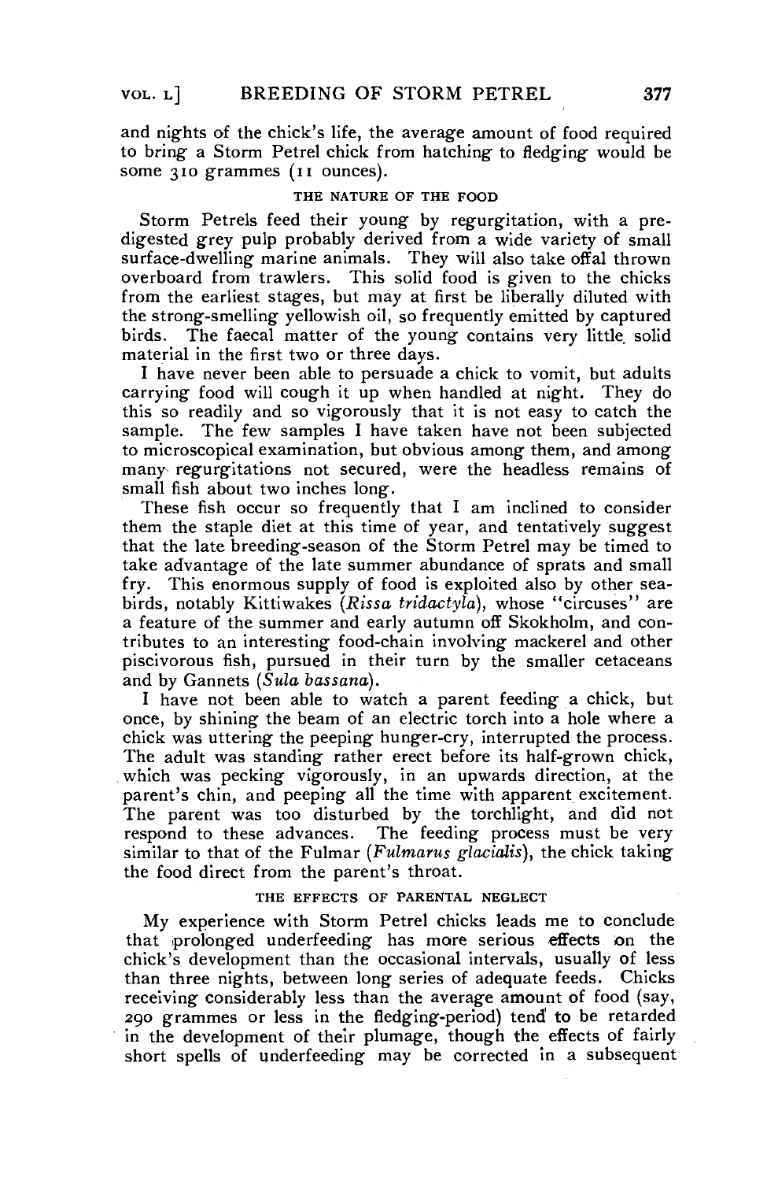and nights of the chick's life, the average amount of food required to bring a Storm Petrel chick from hatching to fledging would be some 310 grammes (11 ounces).

### THE NATURE OF THE FOOD

Storm Petrels feed their young by regurgitation, with a predigested grey pulp probably derived from a wide variety of small surface-dwelling marine animals. They will also take offal thrown overboard from trawlers. This solid food is given to the chicks from the earliest stages, but may at first be liberally diluted with the strong-smelling yellowish oil, so frequently emitted by captured birds. The faecal matter of the young contains very little solid material in the first two or three days.

I have never been able to persuade a chick to vomit, but adults carrying food will cough it up when handled at night. They do this so readily and so vigorously that it is not easy to catch the sample. The few samples I have taken have not been subjected to microscopical examination, but obvious among them, and among many regurgitations not secured, were the headless remains of small fish about two inches long.

These fish occur so frequently that I am inclined to consider them the staple diet at this time of year, and tentatively suggest that the late breeding-season of the Storm Petrel may be timed to take advantage of the late summer abundance of sprats and small fry. This enormous supply of food is exploited also by other seabirds, notably Kittiwakes (*Rissa tridactyla*), whose "circuses" are a feature of the summer and early autumn off Skokholm, and contributes to an interesting food-chain involving mackerel and other piscivorous fish, pursued in their turn by the smaller cetaceans and by Gannets (*Sula bassana*).

I have not been able to watch a parent feeding a chick, but once, by shining the beam of an electric torch into a hole where a chick was uttering the peeping hunger-cry, interrupted the process. The adult was standing rather erect before its half-grown chick, which was pecking vigorously, in an upwards direction, at the parent's chin, and peeping all the time with apparent excitement. The parent was too disturbed by the torchlight, and did not respond to these advances. The feeding process must be very similar to that of the Fulmar (*Fulmarus glacialis*), the chick taking the food direct from the parent's throat.

### THE EFFECTS OF PARENTAL NEGLECT

My experience with Storm Petrel chicks leads me to conclude that prolonged underfeeding has more serious effects on the chick's development than the occasional intervals, usually of less than three nights, between long series of adequate feeds. Chicks receiving considerably less than the average amount of food (say, 290 grammes or less in the fledging-period) tend to be retarded in the development of their plumage, though the effects of fairly short spells of underfeeding may be corrected in a subsequent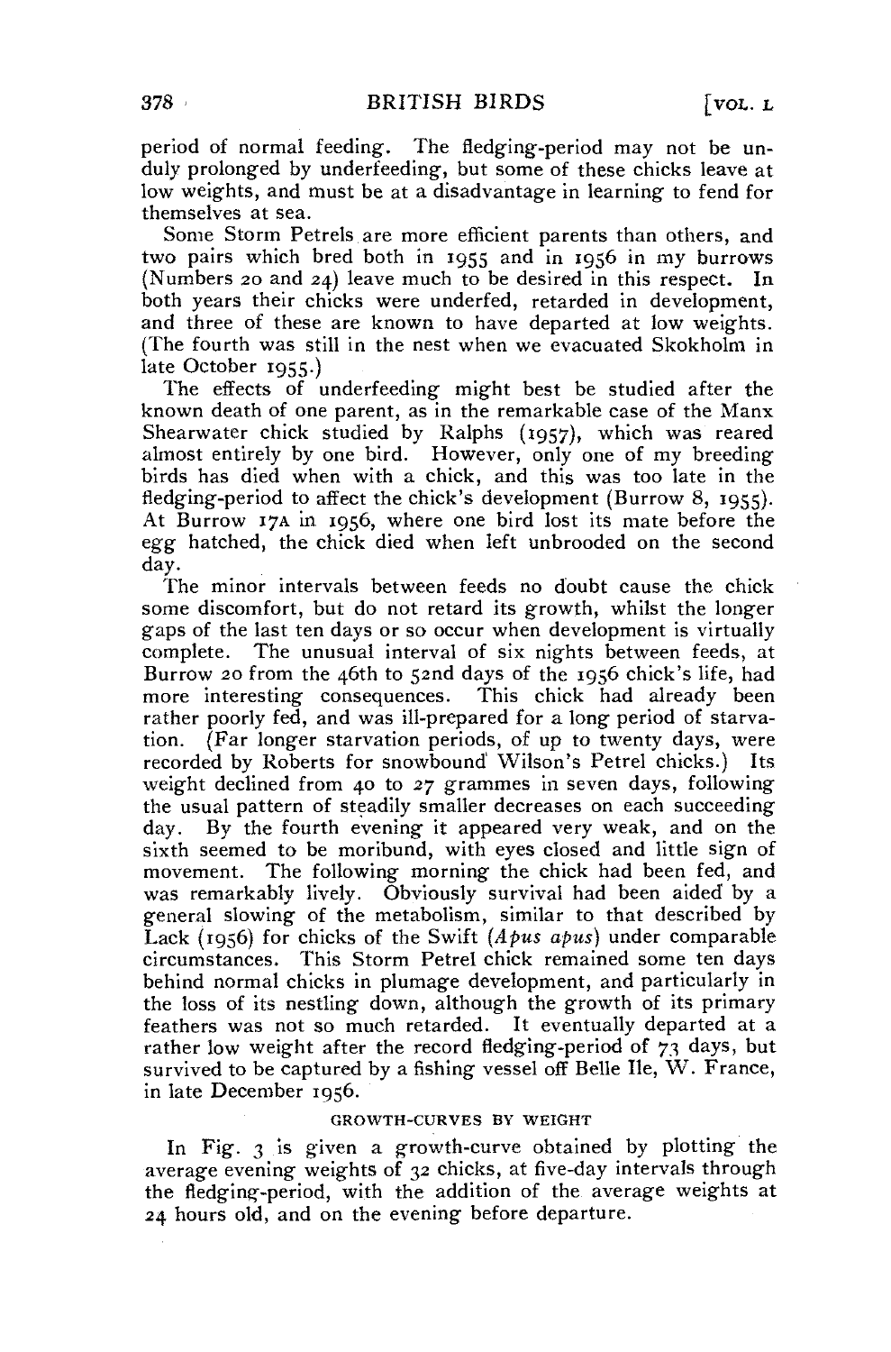period of normal feeding. The fledging-period may not be unduly prolonged by underfeeding, but some of these chicks leave at low weights, and must be at a disadvantage in learning to fend for themselves at sea.

Some Storm Petrels are more efficient parents than others, and two pairs which bred both in 1955 and in 1956 in my burrows (Numbers 20 and 24) leave much to be desired in this respect. In both years their chicks were underfed, retarded in development, and three of these are known to have departed at low weights. (The fourth was still in the nest when we evacuated Skokholm in late October 1955.)

The effects of underfeeding might best be studied after the known death of one parent, as in the remarkable case of the Manx Shearwater chick studied by Ralphs (1957), which was reared almost entirely by one bird. However, only one of my breeding birds has died when with a chick, and this was too late in the fledging-period to affect the chick's development (Burrow 8, 1955). At Burrow 17A in 1956, where one bird lost its mate before the egg hatched, the chick died when left unbrooded on the second day.

The minor intervals between feeds no doubt cause the chick some discomfort, but do not retard its growth, whilst the longer gaps of the last ten days or so occur when development is virtually complete. The unusual interval of six nights between feeds, at Burrow 20 from the 46th to 52nd days of the 1956 chick's life, had more interesting consequences. This chick had already been rather poorly fed, and was ill-prepared for a long period of starvation. (Far longer starvation periods, of up to twenty days, were recorded by Roberts for snowbound Wilson's Petrel chicks.) Its weight declined from 40 to 27 grammes in seven days, following the usual pattern of steadily smaller decreases on each succeeding day. By the fourth evening it appeared very weak, and on the sixth seemed to be moribund, with eyes closed and little sign of movement. The following morning the chick had been fed, and was remarkably lively. Obviously survival had been aided by a general slowing of the metabolism, similar to that described by Lack (1956) for chicks of the Swift (*Apus apus*) under comparable circumstances. This Storm Petrel chick remained some ten days behind normal chicks in plumage development, and particularly in the loss of its nestling down, although the growth of its primary feathers was not so much retarded. It eventually departed at a rather low weight after the record fledging-period of 73 days, but survived to be captured by a fishing vessel off Belle Ile, W. France, in late December 1956.

## GROWTH-CURVES BY WEIGHT

In Fig. 3 is given a growth-curve obtained by plotting the average evening weights of 32 chicks, at five-day intervals through the fledging-period, with the addition of the average weights at 24 hours old, and on the evening before departure.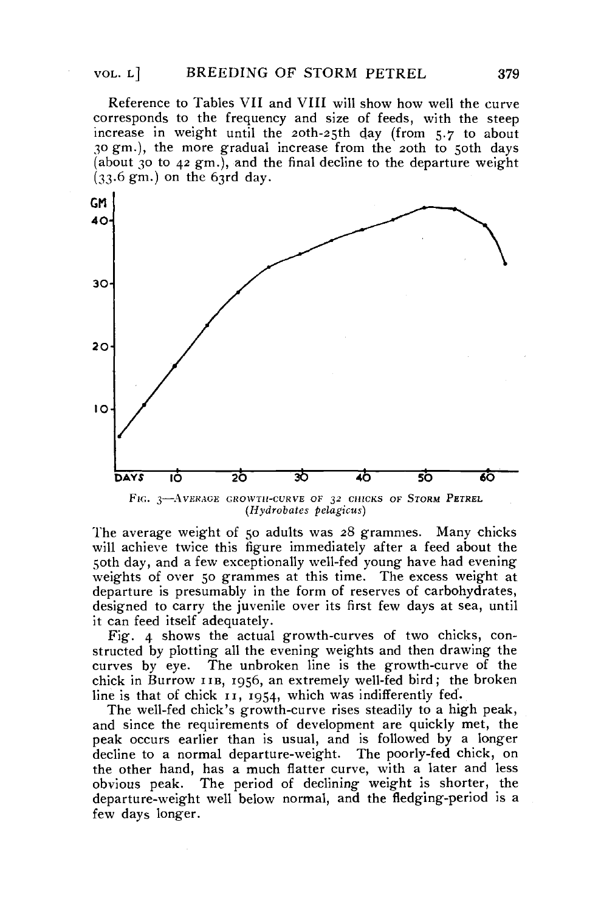Reference to Tables VII and VIII will show how well the curve corresponds to the frequency and size of feeds, with the steep increase in weight until the 20th-25th day (from 5.7 to about 30 gm.), the more gradual increase from the 20th to 50th days (about 30 to 42 gm.), and the final decline to the departure weight (33.6 gm.) on the 63rd day.

FIG. 3—AVERAGE GROWTH-CURVE OF 32 CHICKS OF STORM PETREL (*Hydrobates pelagicus*)

The average weight of 50 adults was 28 grammes. Many chicks will achieve twice this figure immediately after a feed about the 50th day, and a few exceptionally well-fed young have had evening weights of over 50 grammes at this time. The excess weight at departure is presumably in the form of reserves of carbohydrates, designed to carry the juvenile over its first few days at sea, until it can feed itself adequately.

Fig. 4 shows the actual growth-curves of two chicks, constructed by plotting all the evening weights and then drawing the curves by eye. The unbroken line is the growth-curve of the chick in Burrow 11B, 1956, an extremely well-fed bird; the broken line is that of chick 11, 1954, which was indifferently fed.

The well-fed chick's growth-curve rises steadily to a high peak, and since the requirements of development are quickly met, the peak occurs earlier than is usual, and is followed by a longer decline to a normal departure-weight. The poorly-fed chick, on the other hand, has a much flatter curve, with a later and less obvious peak. The period of declining weight is shorter, the departure-weight well below normal, and the fledging-period is a few days longer.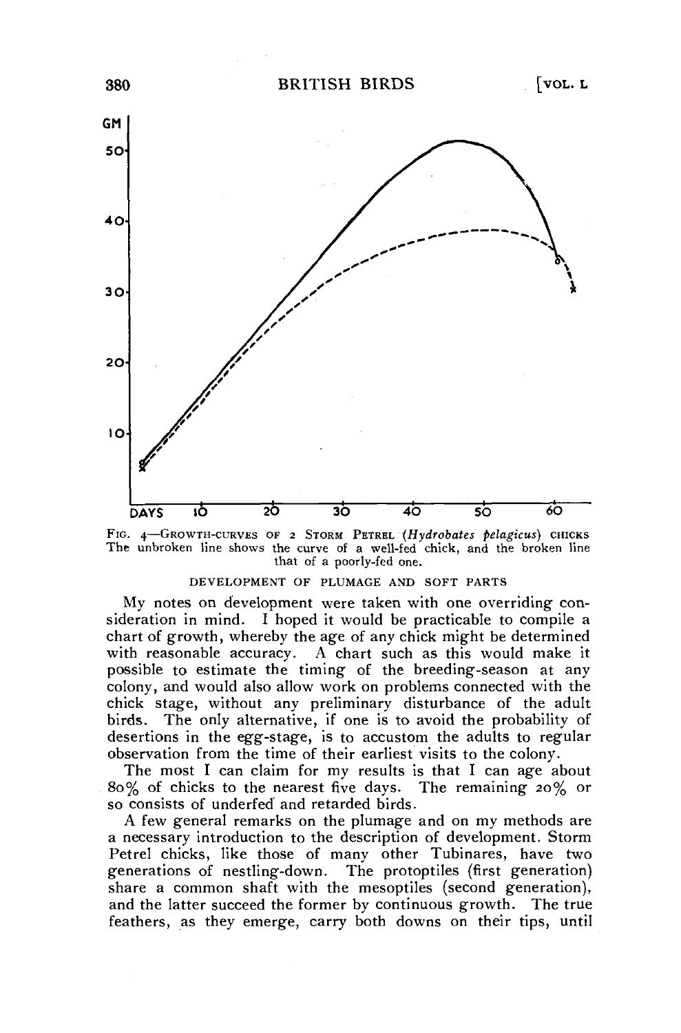FIG. 4—GROWTH-CURVES OF 2 STORM PETREL (*Hydrobates pelagicus*) CHICKS
The unbroken line shows the curve of a well-fed chick, and the broken line that of a poorly-fed one.

DEVELOPMENT OF PLUMAGE AND SOFT PARTS

My notes on development were taken with one overriding consideration in mind. I hoped it would be practicable to compile a chart of growth, whereby the age of any chick might be determined with reasonable accuracy. A chart such as this would make it possible to estimate the timing of the breeding-season at any colony, and would also allow work on problems connected with the chick stage, without any preliminary disturbance of the adult birds. The only alternative, if one is to avoid the probability of desertions in the egg-stage, is to accustom the adults to regular observation from the time of their earliest visits to the colony.

The most I can claim for my results is that I can age about 80% of chicks to the nearest five days. The remaining 20% or so consists of underfed and retarded birds.

A few general remarks on the plumage and on my methods are a necessary introduction to the description of development. Storm Petrel chicks, like those of many other Tubinares, have two generations of nestling-down. The protoptiles (first generation) share a common shaft with the mesoptiles (second generation), and the latter succeed the former by continuous growth. The true feathers, as they emerge, carry both downs on their tips, until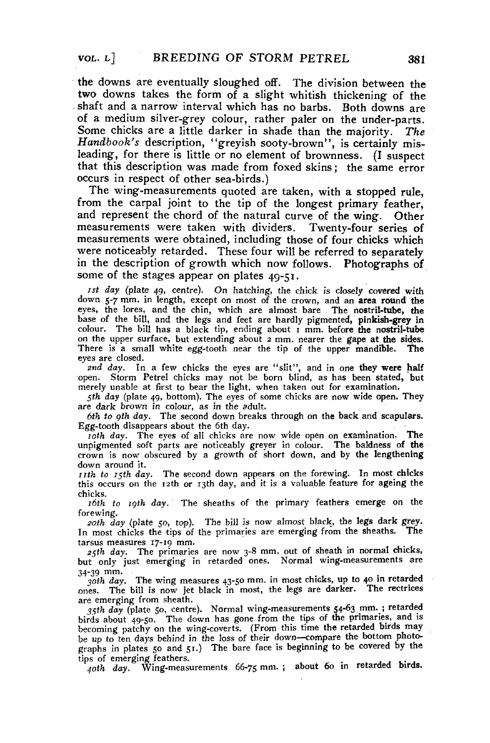the downs are eventually sloughed off. The division between the two downs takes the form of a slight whitish thickening of the shaft and a narrow interval which has no barbs. Both downs are of a medium silver-grey colour, rather paler on the under-parts. Some chicks are a little darker in shade than the majority. *The Handbook's* description, "greyish sooty-brown", is certainly misleading, for there is little or no element of brownness. (I suspect that this description was made from foxed skins; the same error occurs in respect of other sea-birds.)

The wing-measurements quoted are taken, with a stopped rule, from the carpal joint to the tip of the longest primary feather, and represent the chord of the natural curve of the wing. Other measurements were taken with dividers. Twenty-four series of measurements were obtained, including those of four chicks which were noticeably retarded. These four will be referred to separately in the description of growth which now follows. Photographs of some of the stages appear on plates 49-51.

*1st day* (plate 49, centre). On hatching, the chick is closely covered with down 5-7 mm. in length, except on most of the crown, and an area round the eyes, the lores, and the chin, which are almost bare The nostril-tube, the base of the bill, and the legs and feet are hardly pigmented, pinkish-grey in colour. The bill has a black tip, ending about 1 mm. before the nostril-tube on the upper surface, but extending about 2 mm. nearer the gape at the sides. There is a small white egg-tooth near the tip of the upper mandible. The eyes are closed.

*2nd day.* In a few chicks the eyes are "slit", and in one they were half open. Storm Petrel chicks may not be born blind, as has been stated, but merely unable at first to bear the light, when taken out for examination.

*5th day* (plate 49, bottom). The eyes of some chicks are now wide open. They are dark brown in colour, as in the adult.

*6th to 9th day.* The second down breaks through on the back and scapulars. Egg-tooth disappears about the 6th day.

*10th day.* The eyes of all chicks are now wide open on examination. The unpigmented soft parts are noticeably greyer in colour. The baldness of the crown is now obscured by a growth of short down, and by the lengthening down around it.

*11th to 15th day.* The second down appears on the forewing. In most chicks this occurs on the 12th or 13th day, and it is a valuable feature for ageing the chicks.

*16th to 19th day.* The sheaths of the primary feathers emerge on the forewing.

*20th day* (plate 50, top). The bill is now almost black, the legs dark grey. In most chicks the tips of the primaries are emerging from the sheaths. The tarsus measures 17-19 mm.

*25th day.* The primaries are now 3-8 mm. out of sheath in normal chicks, but only just emerging in retarded ones. Normal wing-measurements are 34-39 mm.

*30th day.* The wing measures 43-50 mm. in most chicks, up to 40 in retarded ones. The bill is now jet black in most, the legs are darker. The rectrices are emerging from sheath.

*35th day* (plate 50, centre). Normal wing-measurements 54-63 mm.; retarded birds about 49-50. The down has gone from the tips of the primaries, and is becoming patchy on the wing-coverts. (From this time the retarded birds may be up to ten days behind in the loss of their down—compare the bottom photographs in plates 50 and 51.) The bare face is beginning to be covered by the tips of emerging feathers.

*40th day.* Wing-measurements 66-75 mm.; about 60 in retarded birds.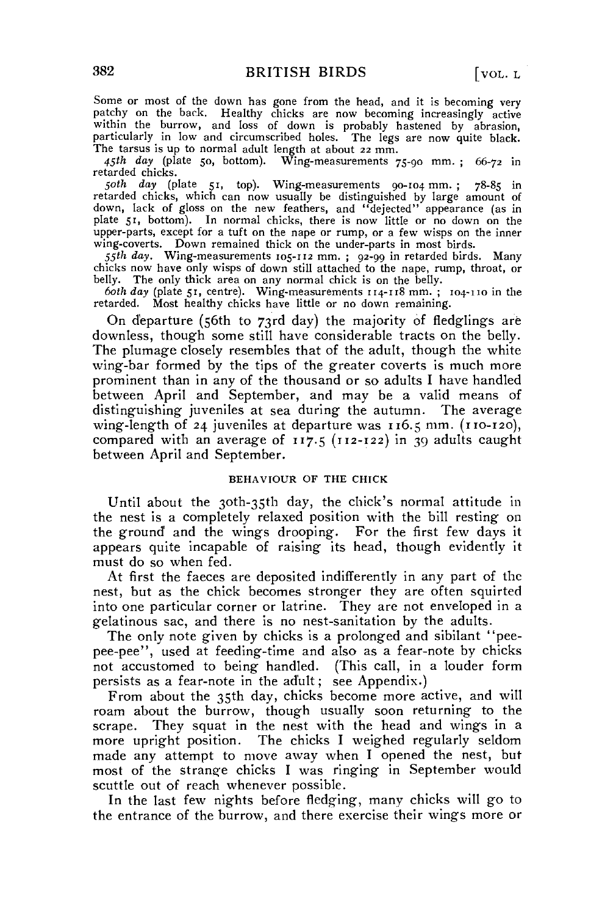Some or most of the down has gone from the head, and it is becoming very patchy on the back. Healthy chicks are now becoming increasingly active within the burrow, and loss of down is probably hastened by abrasion, particularly in low and circumscribed holes. The legs are now quite black. The tarsus is up to normal adult length at about 22 mm.

*45th day* (plate 50, bottom). Wing-measurements 75-90 mm.; 66-72 in retarded chicks.

*50th day* (plate 51, top). Wing-measurements 90-104 mm.; 78-85 in retarded chicks, which can now usually be distinguished by large amount of down, lack of gloss on the new feathers, and "dejected" appearance (as in plate 51, bottom). In normal chicks, there is now little or no down on the upper-parts, except for a tuft on the nape or rump, or a few wisps on the inner wing-coverts. Down remained thick on the under-parts in most birds.

*55th day.* Wing-measurements 105-112 mm.; 92-99 in retarded birds. Many chicks now have only wisps of down still attached to the nape, rump, throat, or belly. The only thick area on any normal chick is on the belly.

*60th day* (plate 51, centre). Wing-measurements 114-118 mm.; 104-110 in the retarded. Most healthy chicks have little or no down remaining.

On departure (56th to 73rd day) the majority of fledglings are downless, though some still have considerable tracts on the belly. The plumage closely resembles that of the adult, though the white wing-bar formed by the tips of the greater coverts is much more prominent than in any of the thousand or so adults I have handled between April and September, and may be a valid means of distinguishing juveniles at sea during the autumn. The average wing-length of 24 juveniles at departure was 116.5 mm. (110-120), compared with an average of 117.5 (112-122) in 39 adults caught between April and September.

## BEHAVIOUR OF THE CHICK

Until about the 30th-35th day, the chick's normal attitude in the nest is a completely relaxed position with the bill resting on the ground and the wings drooping. For the first few days it appears quite incapable of raising its head, though evidently it must do so when fed.

At first the faeces are deposited indifferently in any part of the nest, but as the chick becomes stronger they are often squirted into one particular corner or latrine. They are not enveloped in a gelatinous sac, and there is no nest-sanitation by the adults.

The only note given by chicks is a prolonged and sibilant "pee-pee-pee", used at feeding-time and also as a fear-note by chicks not accustomed to being handled. (This call, in a louder form persists as a fear-note in the adult; see Appendix.)

From about the 35th day, chicks become more active, and will roam about the burrow, though usually soon returning to the scrape. They squat in the nest with the head and wings in a more upright position. The chicks I weighed regularly seldom made any attempt to move away when I opened the nest, but most of the strange chicks I was ringing in September would scuttle out of reach whenever possible.

In the last few nights before fledging, many chicks will go to the entrance of the burrow, and there exercise their wings more or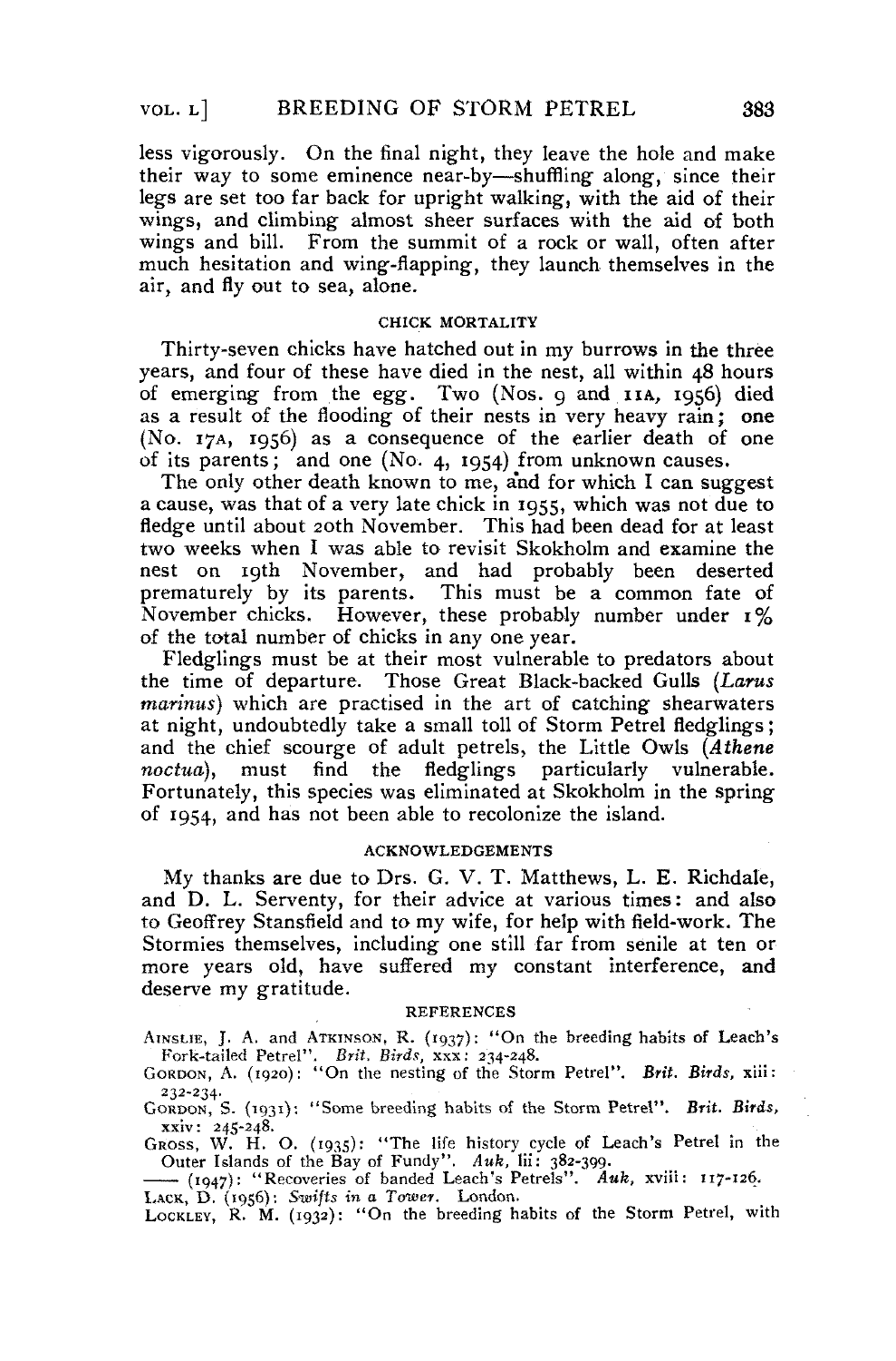less vigorously. On the final night, they leave the hole and make their way to some eminence near-by—shuffling along, since their legs are set too far back for upright walking, with the aid of their wings, and climbing almost sheer surfaces with the aid of both wings and bill. From the summit of a rock or wall, often after much hesitation and wing-flapping, they launch themselves in the air, and fly out to sea, alone.

## CHICK MORTALITY

Thirty-seven chicks have hatched out in my burrows in the three years, and four of these have died in the nest, all within 48 hours of emerging from the egg. Two (Nos. 9 and 11A, 1956) died as a result of the flooding of their nests in very heavy rain; one (No. 17A, 1956) as a consequence of the earlier death of one of its parents; and one (No. 4, 1954) from unknown causes.

The only other death known to me, and for which I can suggest a cause, was that of a very late chick in 1955, which was not due to fledge until about 20th November. This had been dead for at least two weeks when I was able to revisit Skokholm and examine the nest on 19th November, and had probably been deserted prematurely by its parents. This must be a common fate of November chicks. However, these probably number under 1% of the total number of chicks in any one year.

Fledglings must be at their most vulnerable to predators about the time of departure. Those Great Black-backed Gulls (*Larus marinus*) which are practised in the art of catching shearwaters at night, undoubtedly take a small toll of Storm Petrel fledglings; and the chief scourge of adult petrels, the Little Owls (*Athene noctua*), must find the fledglings particularly vulnerable. Fortunately, this species was eliminated at Skokholm in the spring of 1954, and has not been able to recolonize the island.

## ACKNOWLEDGEMENTS

My thanks are due to Drs. G. V. T. Matthews, L. E. Richdale, and D. L. Serventy, for their advice at various times: and also to Geoffrey Stansfield and to my wife, for help with field-work. The Stormies themselves, including one still far from senile at ten or more years old, have suffered my constant interference, and deserve my gratitude.

## REFERENCES

AINSLIE, J. A. and ATKINSON, R. (1937): "On the breeding habits of Leach's Fork-tailed Petrel". *Brit. Birds*, xxx: 234-248.

GORDON, A. (1920): "On the nesting of the Storm Petrel". *Brit. Birds*, xiii: 232-234.

GORDON, S. (1931): "Some breeding habits of the Storm Petrel". *Brit. Birds*, xxiv: 245-248.

GROSS, W. H. O. (1935): "The life history cycle of Leach's Petrel in the Outer Islands of the Bay of Fundy". *Auk*, lii: 382-399.

—— (1947): "Recoveries of banded Leach's Petrels". *Auk*, xviii: 117-126.

LACK, D. (1956): *Swifts in a Tower*. London.

LOCKLEY, R. M. (1932): "On the breeding habits of the Storm Petrel, with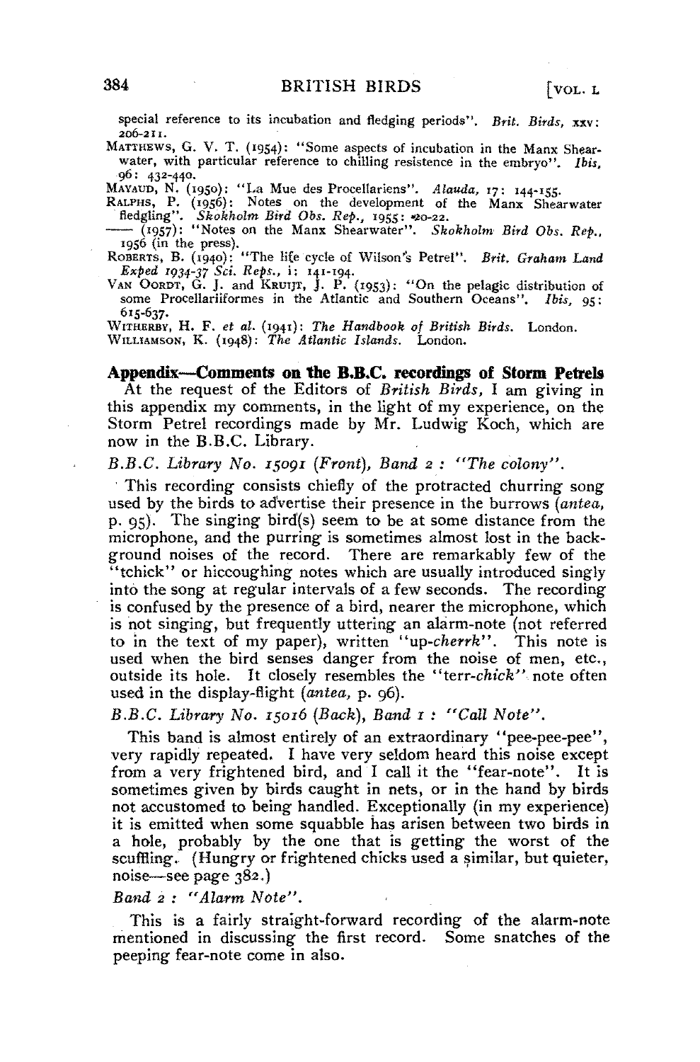special reference to its incubation and fledging periods". *Brit. Birds*, xxv: 206-211.

MATTHEWS, G. V. T. (1954): "Some aspects of incubation in the Manx Shearwater, with particular reference to chilling resistence in the embryo". *Ibis*, 96: 432-440.

MAYAUD, N. (1950): "La Mue des Procellariens". *Alauda*, 17: 144-155.

RALPHS, P. (1956): Notes on the development of the Manx Shearwater fledgling". *Skokholm Bird Obs. Rep.*, 1955: 20-22.

—— (1957): "Notes on the Manx Shearwater". *Skokholm Bird Obs. Rep.*, 1956 (in the press).

ROBERTS, B. (1940): "The life cycle of Wilson's Petrel". *Brit. Graham Land Exped 1934-37 Sci. Reps.*, i: 141-194.

VAN OORDT, G. J. and KRUIJT, J. P. (1953): "On the pelagic distribution of some Procellariiformes in the Atlantic and Southern Oceans". *Ibis*, 95: 615-637.

WITHERBY, H. F. *et al.* (1941): *The Handbook of British Birds*. London.

WILLIAMSON, K. (1948): *The Atlantic Islands*. London.

## Appendix—Comments on the B.B.C. recordings of Storm Petrels

At the request of the Editors of *British Birds*, I am giving in this appendix my comments, in the light of my experience, on the Storm Petrel recordings made by Mr. Ludwig Koch, which are now in the B.B.C. Library.

*B.B.C. Library No. 15091 (Front), Band 2 : "The colony".*

This recording consists chiefly of the protracted churring song used by the birds to advertise their presence in the burrows (*antea*, p. 95). The singing bird(s) seem to be at some distance from the microphone, and the purring is sometimes almost lost in the background noises of the record. There are remarkably few of the "tchick" or hiccoughing notes which are usually introduced singly into the song at regular intervals of a few seconds. The recording is confused by the presence of a bird, nearer the microphone, which is not singing, but frequently uttering an alarm-note (not referred to in the text of my paper), written "up-*cherrk*". This note is used when the bird senses danger from the noise of men, etc., outside its hole. It closely resembles the "terr-*chick*" note often used in the display-flight (*antea*, p. 96).

*B.B.C. Library No. 15016 (Back), Band 1 : "Call Note".*

This band is almost entirely of an extraordinary "pee-pee-pee", very rapidly repeated. I have very seldom heard this noise except from a very frightened bird, and I call it the "fear-note". It is sometimes given by birds caught in nets, or in the hand by birds not accustomed to being handled. Exceptionally (in my experience) it is emitted when some squabble has arisen between two birds in a hole, probably by the one that is getting the worst of the scuffling. (Hungry or frightened chicks used a similar, but quieter, noise—see page 382.)

*Band 2 : "Alarm Note".*

This is a fairly straight-forward recording of the alarm-note mentioned in discussing the first record. Some snatches of the peeping fear-note come in also.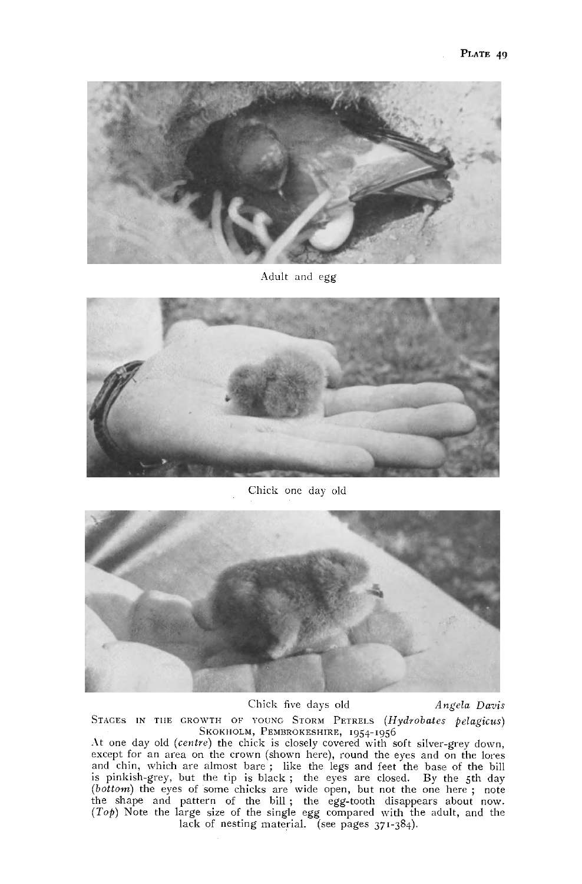Adult and egg

Chick one day old

Chick five days old *Angela Davis*

STAGES IN THE GROWTH OF YOUNG STORM PETRELS (*Hydrobates pelagicus*)
SKOKHOLM, PEMBROKESHIRE, 1954-1956

At one day old (*centre*) the chick is closely covered with soft silver-grey down, except for an area on the crown (shown here), round the eyes and on the lores and chin, which are almost bare ; like the legs and feet the base of the bill is pinkish-grey, but the tip is black ; the eyes are closed. By the 5th day (*bottom*) the eyes of some chicks are wide open, but not the one here ; note the shape and pattern of the bill ; the egg-tooth disappears about now. (*Top*) Note the large size of the single egg compared with the adult, and the lack of nesting material. (see pages 371-384).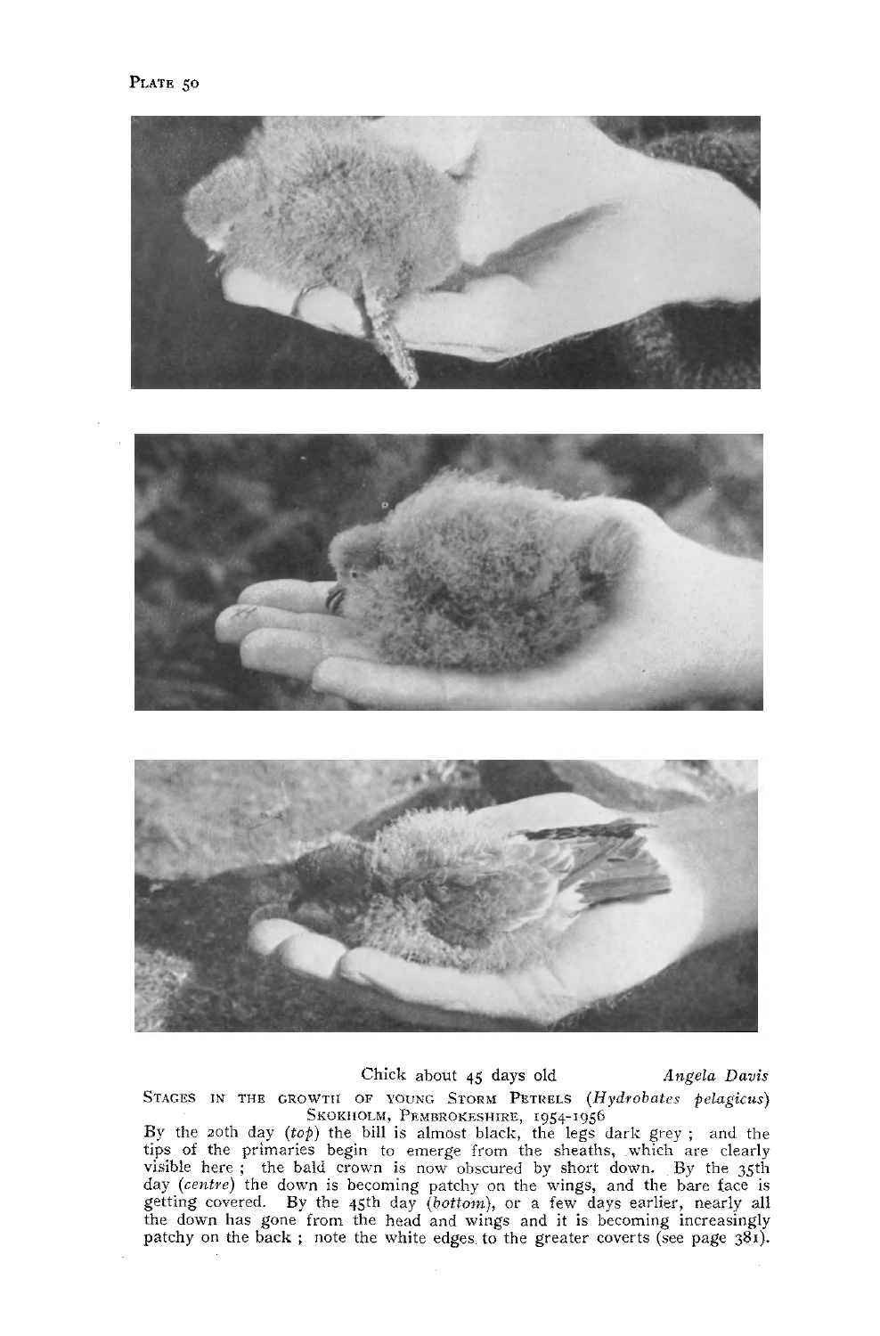PLATE 50

Chick about 45 days old *Angela Davis*

STAGES IN THE GROWTH OF YOUNG STORM PETRELS (*Hydrobates pelagicus*)
SKOKHOLM, PEMBROKESHIRE, 1954-1956

By the 20th day (*top*) the bill is almost black, the legs dark grey ; and the tips of the primaries begin to emerge from the sheaths, which are clearly visible here ; the bald crown is now obscured by short down. By the 35th day (*centre*) the down is becoming patchy on the wings, and the bare face is getting covered. By the 45th day (*bottom*), or a few days earlier, nearly all the down has gone from the head and wings and it is becoming increasingly patchy on the back ; note the white edges to the greater coverts (see page 381).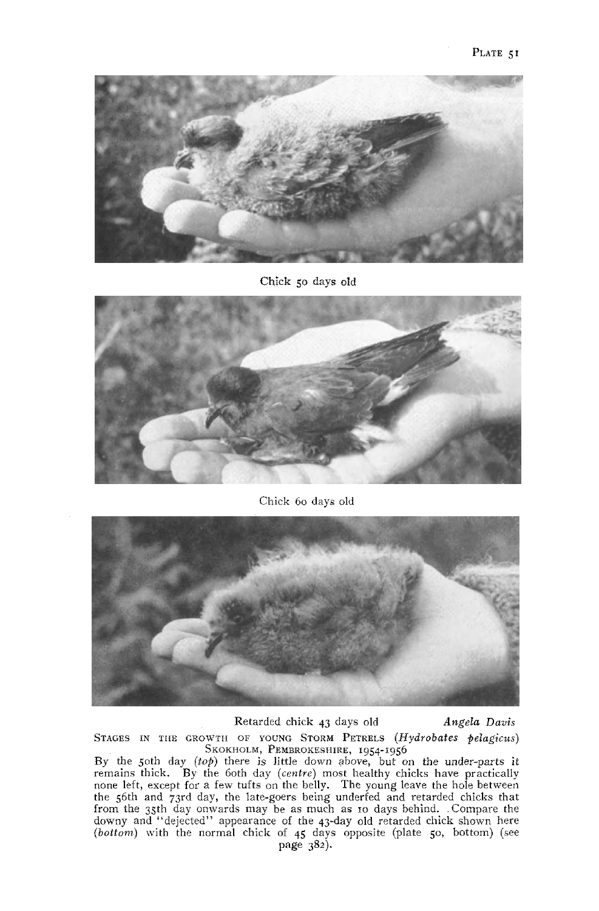Chick 50 days old

Chick 60 days old

Retarded chick 43 days old *Angela Davis*

STAGES IN THE GROWTH OF YOUNG STORM PETRELS (*Hydrobates pelagicus*)
SKOKHOLM, PEMBROKESHIRE, 1954-1956

By the 50th day (*top*) there is little down above, but on the under-parts it remains thick. By the 60th day (*centre*) most healthy chicks have practically none left, except for a few tufts on the belly. The young leave the hole between the 56th and 73rd day, the late-goers being underfed and retarded chicks that from the 35th day onwards may be as much as 10 days behind. Compare the downy and "dejected" appearance of the 43-day old retarded chick shown here (*bottom*) with the normal chick of 45 days opposite (plate 50, bottom) (see page 382).